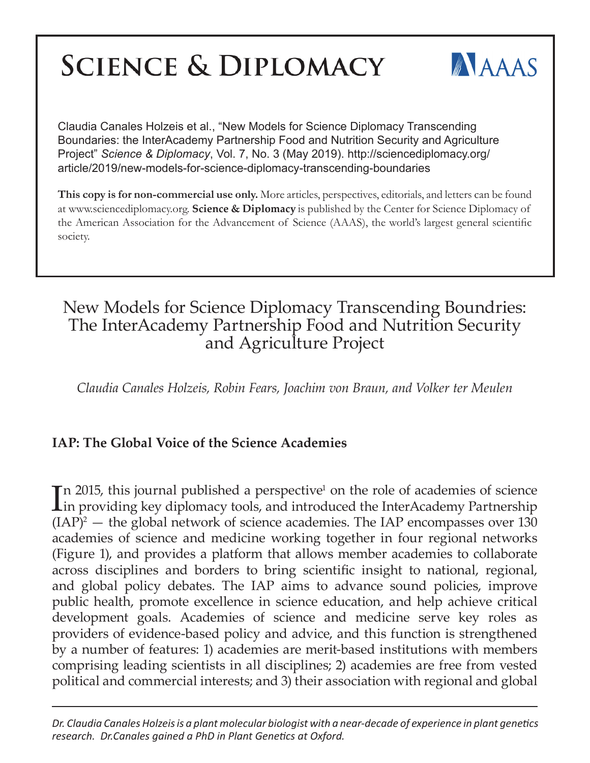# Science & Diplomacy

AAAS

Claudia Canales Holzeis et al., “New Models for Science Diplomacy Transcending Boundaries: the InterAcademy Partnership Food and Nutrition Security and Agriculture Project” *Science & Diplomacy*, Vol. 7, No. 3 (May 2019). http://sciencediplomacy.org/article/2019/new-models-for-science-diplomacy-transcending-boundaries

**This copy is for non-commercial use only.** More articles, perspectives, editorials, and letters can be found at www.sciencediplomacy.org. **Science & Diplomacy** is published by the Center for Science Diplomacy of the American Association for the Advancement of Science (AAAS), the world’s largest general scientific society.

# New Models for Science Diplomacy Transcending Boundries: The InterAcademy Partnership Food and Nutrition Security and Agriculture Project

*Claudia Canales Holzeis, Robin Fears, Joachim von Braun, and Volker ter Meulen*

## IAP: The Global Voice of the Science Academies

In 2015, this journal published a perspective[1] on the role of academies of science in providing key diplomacy tools, and introduced the InterAcademy Partnership (IAP)[2] — the global network of science academies. The IAP encompasses over 130 academies of science and medicine working together in four regional networks (Figure 1), and provides a platform that allows member academies to collaborate across disciplines and borders to bring scientific insight to national, regional, and global policy debates. The IAP aims to advance sound policies, improve public health, promote excellence in science education, and help achieve critical development goals. Academies of science and medicine serve key roles as providers of evidence-based policy and advice, and this function is strengthened by a number of features: 1) academies are merit-based institutions with members comprising leading scientists in all disciplines; 2) academies are free from vested political and commercial interests; and 3) their association with regional and global

*Dr. Claudia Canales Holzeis is a plant molecular biologist with a near-decade of experience in plant genetics research. Dr.Canales gained a PhD in Plant Genetics at Oxford.*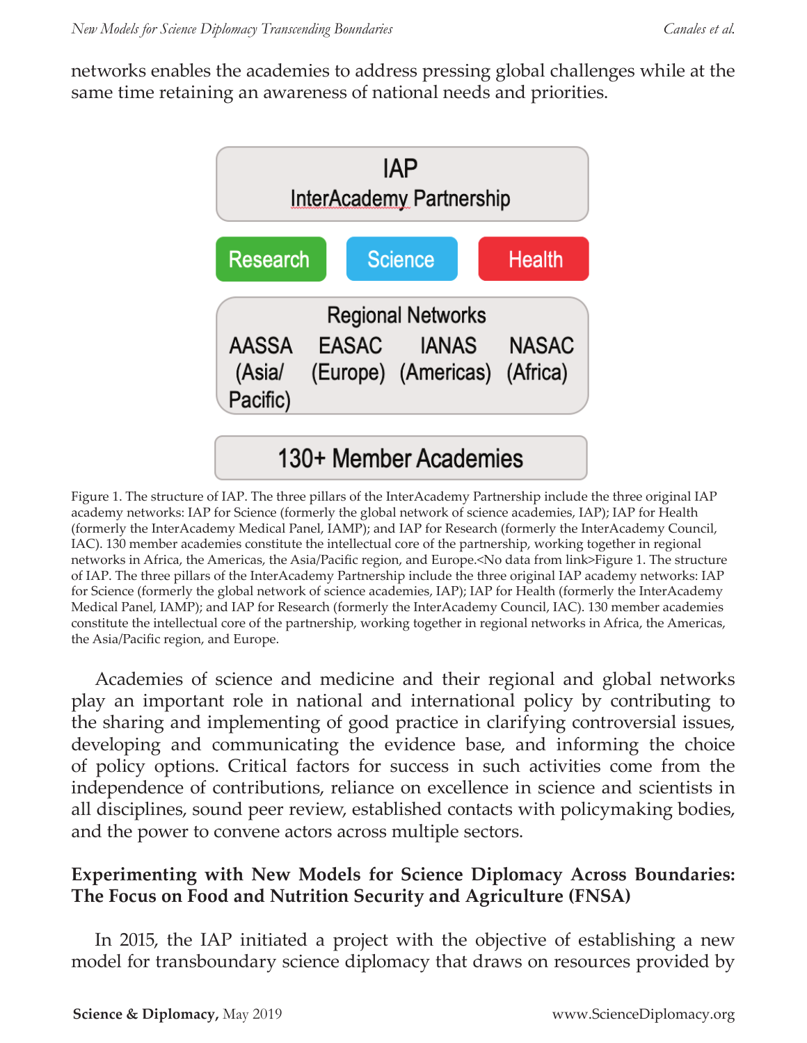networks enables the academies to address pressing global challenges while at the same time retaining an awareness of national needs and priorities.

IAP
InterAcademy Partnership

Research | Science | Health

Regional Networks
AASSA (Asia/ Pacific) | EASAC (Europe) | IANAS (Americas) | NASAC (Africa)

130+ Member Academies

Figure 1. The structure of IAP. The three pillars of the InterAcademy Partnership include the three original IAP academy networks: IAP for Science (formerly the global network of science academies, IAP); IAP for Health (formerly the InterAcademy Medical Panel, IAMP); and IAP for Research (formerly the InterAcademy Council, IAC). 130 member academies constitute the intellectual core of the partnership, working together in regional networks in Africa, the Americas, the Asia/Pacific region, and Europe.<No data from link>Figure 1. The structure of IAP. The three pillars of the InterAcademy Partnership include the three original IAP academy networks: IAP for Science (formerly the global network of science academies, IAP); IAP for Health (formerly the InterAcademy Medical Panel, IAMP); and IAP for Research (formerly the InterAcademy Council, IAC). 130 member academies constitute the intellectual core of the partnership, working together in regional networks in Africa, the Americas, the Asia/Pacific region, and Europe.

Academies of science and medicine and their regional and global networks play an important role in national and international policy by contributing to the sharing and implementing of good practice in clarifying controversial issues, developing and communicating the evidence base, and informing the choice of policy options. Critical factors for success in such activities come from the independence of contributions, reliance on excellence in science and scientists in all disciplines, sound peer review, established contacts with policymaking bodies, and the power to convene actors across multiple sectors.

## Experimenting with New Models for Science Diplomacy Across Boundaries: The Focus on Food and Nutrition Security and Agriculture (FNSA)

In 2015, the IAP initiated a project with the objective of establishing a new model for transboundary science diplomacy that draws on resources provided by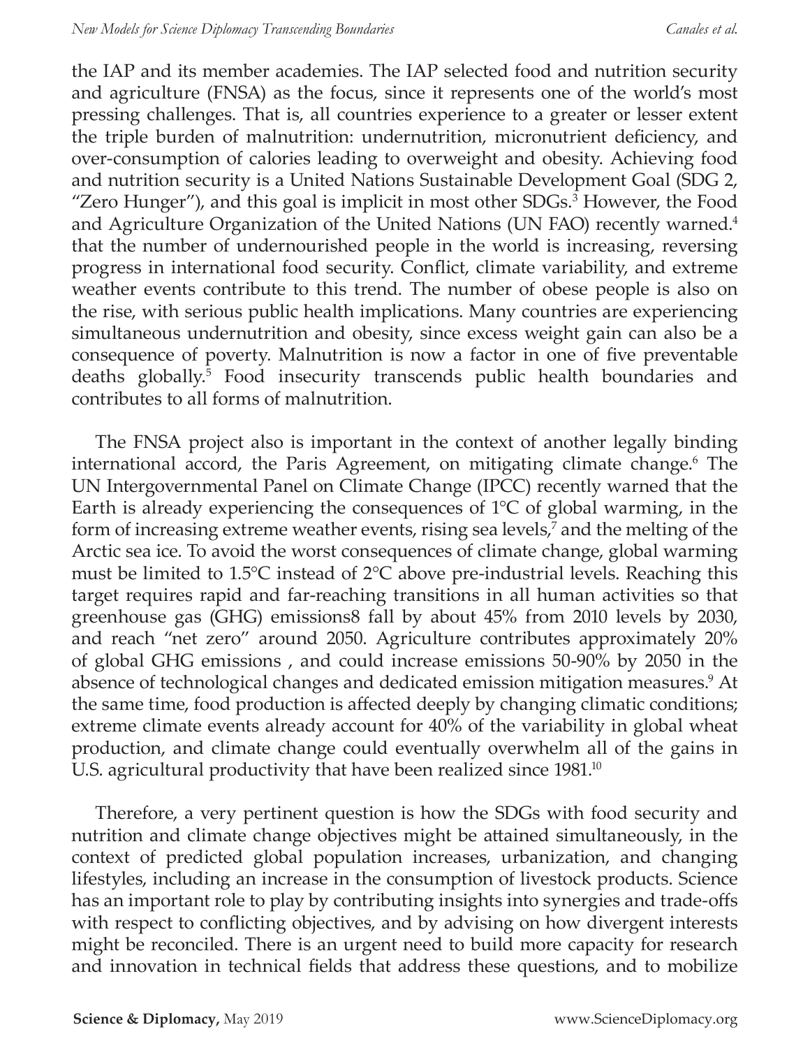the IAP and its member academies. The IAP selected food and nutrition security and agriculture (FNSA) as the focus, since it represents one of the world's most pressing challenges. That is, all countries experience to a greater or lesser extent the triple burden of malnutrition: undernutrition, micronutrient deficiency, and over-consumption of calories leading to overweight and obesity. Achieving food and nutrition security is a United Nations Sustainable Development Goal (SDG 2, "Zero Hunger"), and this goal is implicit in most other SDGs.[3] However, the Food and Agriculture Organization of the United Nations (UN FAO) recently warned.[4] that the number of undernourished people in the world is increasing, reversing progress in international food security. Conflict, climate variability, and extreme weather events contribute to this trend. The number of obese people is also on the rise, with serious public health implications. Many countries are experiencing simultaneous undernutrition and obesity, since excess weight gain can also be a consequence of poverty. Malnutrition is now a factor in one of five preventable deaths globally.[5] Food insecurity transcends public health boundaries and contributes to all forms of malnutrition.

The FNSA project also is important in the context of another legally binding international accord, the Paris Agreement, on mitigating climate change.[6] The UN Intergovernmental Panel on Climate Change (IPCC) recently warned that the Earth is already experiencing the consequences of 1°C of global warming, in the form of increasing extreme weather events, rising sea levels,[7] and the melting of the Arctic sea ice. To avoid the worst consequences of climate change, global warming must be limited to 1.5°C instead of 2°C above pre-industrial levels. Reaching this target requires rapid and far-reaching transitions in all human activities so that greenhouse gas (GHG) emissions8 fall by about 45% from 2010 levels by 2030, and reach "net zero" around 2050. Agriculture contributes approximately 20% of global GHG emissions , and could increase emissions 50-90% by 2050 in the absence of technological changes and dedicated emission mitigation measures.[9] At the same time, food production is affected deeply by changing climatic conditions; extreme climate events already account for 40% of the variability in global wheat production, and climate change could eventually overwhelm all of the gains in U.S. agricultural productivity that have been realized since 1981.[10]

Therefore, a very pertinent question is how the SDGs with food security and nutrition and climate change objectives might be attained simultaneously, in the context of predicted global population increases, urbanization, and changing lifestyles, including an increase in the consumption of livestock products. Science has an important role to play by contributing insights into synergies and trade-offs with respect to conflicting objectives, and by advising on how divergent interests might be reconciled. There is an urgent need to build more capacity for research and innovation in technical fields that address these questions, and to mobilize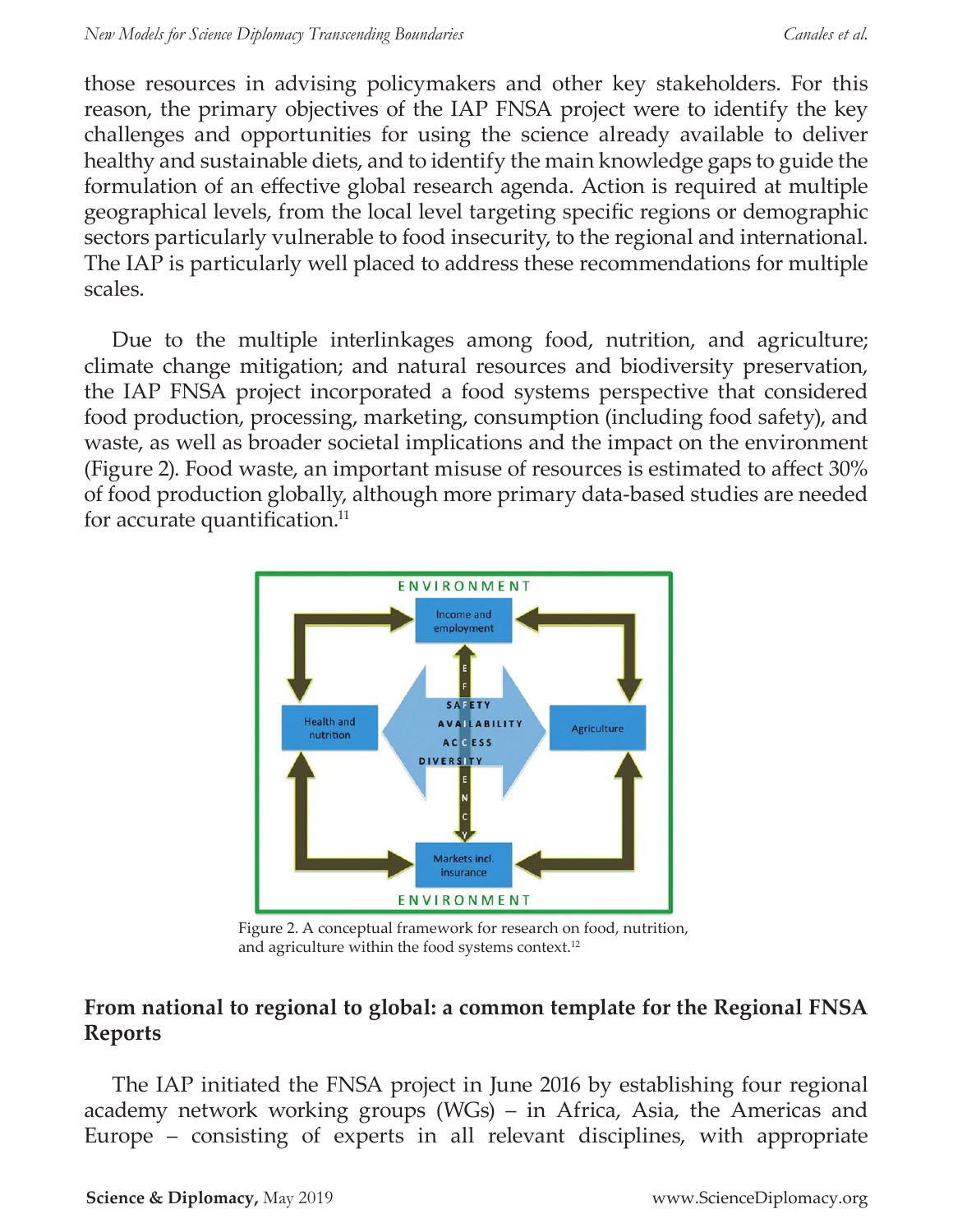those resources in advising policymakers and other key stakeholders. For this reason, the primary objectives of the IAP FNSA project were to identify the key challenges and opportunities for using the science already available to deliver healthy and sustainable diets, and to identify the main knowledge gaps to guide the formulation of an effective global research agenda. Action is required at multiple geographical levels, from the local level targeting specific regions or demographic sectors particularly vulnerable to food insecurity, to the regional and international. The IAP is particularly well placed to address these recommendations for multiple scales.

Due to the multiple interlinkages among food, nutrition, and agriculture; climate change mitigation; and natural resources and biodiversity preservation, the IAP FNSA project incorporated a food systems perspective that considered food production, processing, marketing, consumption (including food safety), and waste, as well as broader societal implications and the impact on the environment (Figure 2). Food waste, an important misuse of resources is estimated to affect 30% of food production globally, although more primary data-based studies are needed for accurate quantification.[11]

Figure 2. A conceptual framework for research on food, nutrition, and agriculture within the food systems context.[12]

## From national to regional to global: a common template for the Regional FNSA Reports

The IAP initiated the FNSA project in June 2016 by establishing four regional academy network working groups (WGs) – in Africa, Asia, the Americas and Europe – consisting of experts in all relevant disciplines, with appropriate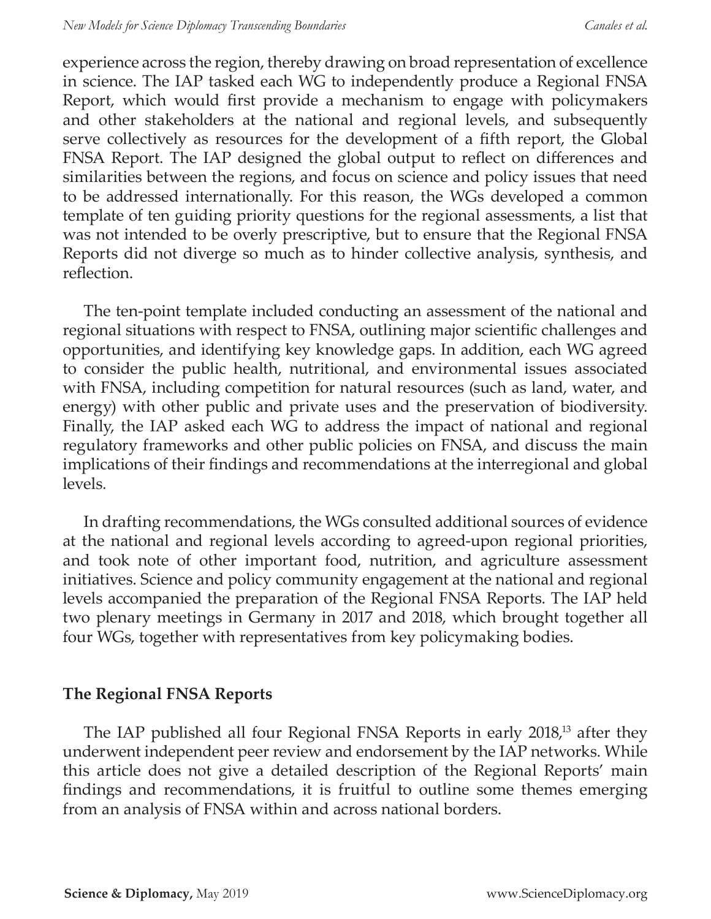experience across the region, thereby drawing on broad representation of excellence in science. The IAP tasked each WG to independently produce a Regional FNSA Report, which would first provide a mechanism to engage with policymakers and other stakeholders at the national and regional levels, and subsequently serve collectively as resources for the development of a fifth report, the Global FNSA Report. The IAP designed the global output to reflect on differences and similarities between the regions, and focus on science and policy issues that need to be addressed internationally. For this reason, the WGs developed a common template of ten guiding priority questions for the regional assessments, a list that was not intended to be overly prescriptive, but to ensure that the Regional FNSA Reports did not diverge so much as to hinder collective analysis, synthesis, and reflection.

The ten-point template included conducting an assessment of the national and regional situations with respect to FNSA, outlining major scientific challenges and opportunities, and identifying key knowledge gaps. In addition, each WG agreed to consider the public health, nutritional, and environmental issues associated with FNSA, including competition for natural resources (such as land, water, and energy) with other public and private uses and the preservation of biodiversity. Finally, the IAP asked each WG to address the impact of national and regional regulatory frameworks and other public policies on FNSA, and discuss the main implications of their findings and recommendations at the interregional and global levels.

In drafting recommendations, the WGs consulted additional sources of evidence at the national and regional levels according to agreed-upon regional priorities, and took note of other important food, nutrition, and agriculture assessment initiatives. Science and policy community engagement at the national and regional levels accompanied the preparation of the Regional FNSA Reports. The IAP held two plenary meetings in Germany in 2017 and 2018, which brought together all four WGs, together with representatives from key policymaking bodies.

## The Regional FNSA Reports

The IAP published all four Regional FNSA Reports in early 2018,[13] after they underwent independent peer review and endorsement by the IAP networks. While this article does not give a detailed description of the Regional Reports' main findings and recommendations, it is fruitful to outline some themes emerging from an analysis of FNSA within and across national borders.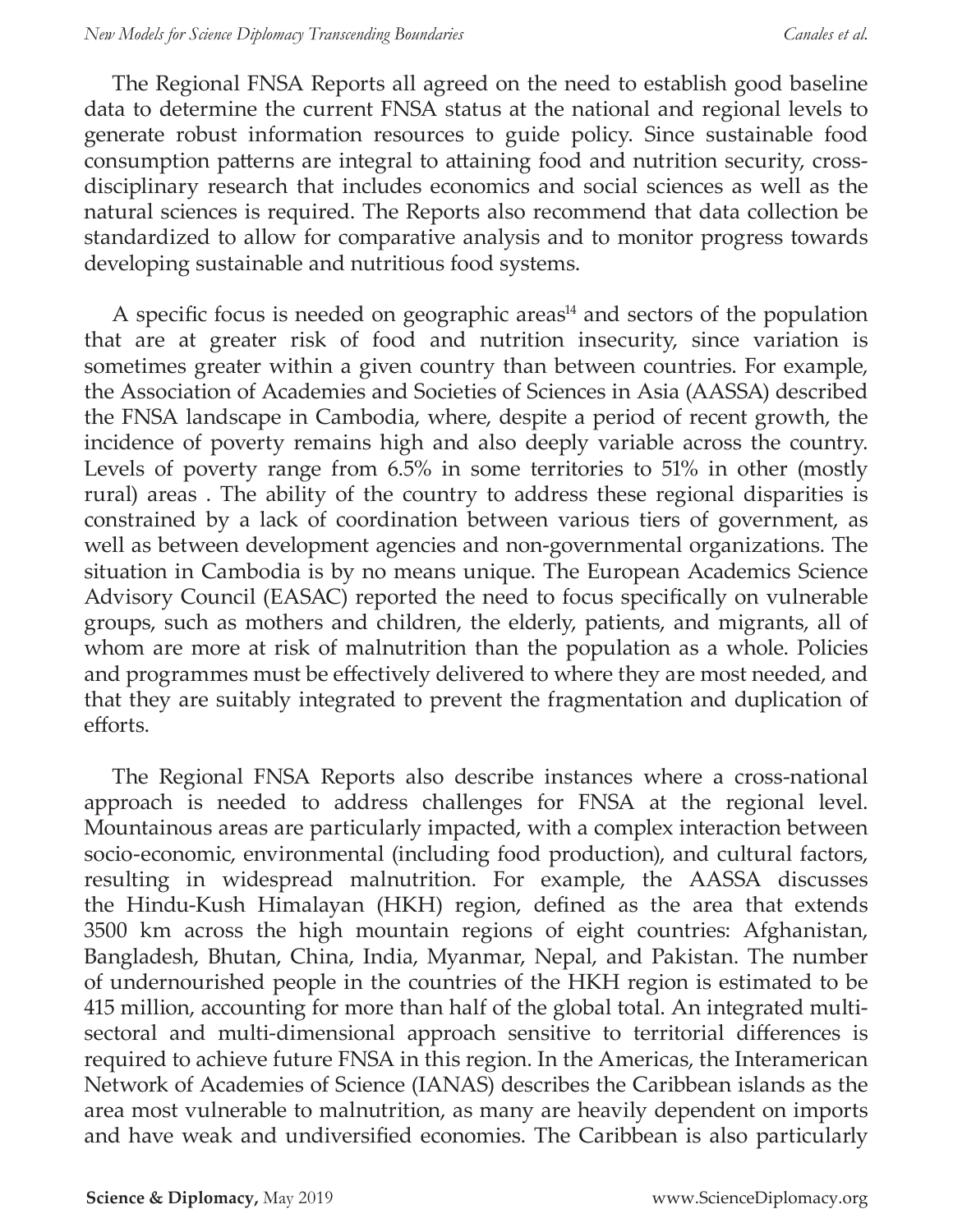The Regional FNSA Reports all agreed on the need to establish good baseline data to determine the current FNSA status at the national and regional levels to generate robust information resources to guide policy. Since sustainable food consumption patterns are integral to attaining food and nutrition security, cross-disciplinary research that includes economics and social sciences as well as the natural sciences is required. The Reports also recommend that data collection be standardized to allow for comparative analysis and to monitor progress towards developing sustainable and nutritious food systems.

A specific focus is needed on geographic areas[14] and sectors of the population that are at greater risk of food and nutrition insecurity, since variation is sometimes greater within a given country than between countries. For example, the Association of Academies and Societies of Sciences in Asia (AASSA) described the FNSA landscape in Cambodia, where, despite a period of recent growth, the incidence of poverty remains high and also deeply variable across the country. Levels of poverty range from 6.5% in some territories to 51% in other (mostly rural) areas . The ability of the country to address these regional disparities is constrained by a lack of coordination between various tiers of government, as well as between development agencies and non-governmental organizations. The situation in Cambodia is by no means unique. The European Academics Science Advisory Council (EASAC) reported the need to focus specifically on vulnerable groups, such as mothers and children, the elderly, patients, and migrants, all of whom are more at risk of malnutrition than the population as a whole. Policies and programmes must be effectively delivered to where they are most needed, and that they are suitably integrated to prevent the fragmentation and duplication of efforts.

The Regional FNSA Reports also describe instances where a cross-national approach is needed to address challenges for FNSA at the regional level. Mountainous areas are particularly impacted, with a complex interaction between socio-economic, environmental (including food production), and cultural factors, resulting in widespread malnutrition. For example, the AASSA discusses the Hindu-Kush Himalayan (HKH) region, defined as the area that extends 3500 km across the high mountain regions of eight countries: Afghanistan, Bangladesh, Bhutan, China, India, Myanmar, Nepal, and Pakistan. The number of undernourished people in the countries of the HKH region is estimated to be 415 million, accounting for more than half of the global total. An integrated multi-sectoral and multi-dimensional approach sensitive to territorial differences is required to achieve future FNSA in this region. In the Americas, the Interamerican Network of Academies of Science (IANAS) describes the Caribbean islands as the area most vulnerable to malnutrition, as many are heavily dependent on imports and have weak and undiversified economies. The Caribbean is also particularly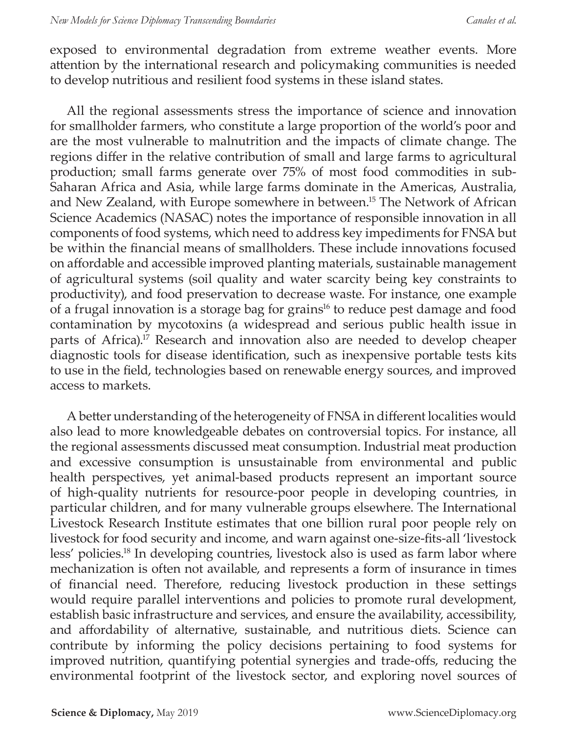exposed to environmental degradation from extreme weather events. More attention by the international research and policymaking communities is needed to develop nutritious and resilient food systems in these island states.

All the regional assessments stress the importance of science and innovation for smallholder farmers, who constitute a large proportion of the world's poor and are the most vulnerable to malnutrition and the impacts of climate change. The regions differ in the relative contribution of small and large farms to agricultural production; small farms generate over 75% of most food commodities in sub-Saharan Africa and Asia, while large farms dominate in the Americas, Australia, and New Zealand, with Europe somewhere in between.[15] The Network of African Science Academics (NASAC) notes the importance of responsible innovation in all components of food systems, which need to address key impediments for FNSA but be within the financial means of smallholders. These include innovations focused on affordable and accessible improved planting materials, sustainable management of agricultural systems (soil quality and water scarcity being key constraints to productivity), and food preservation to decrease waste. For instance, one example of a frugal innovation is a storage bag for grains[16] to reduce pest damage and food contamination by mycotoxins (a widespread and serious public health issue in parts of Africa).[17] Research and innovation also are needed to develop cheaper diagnostic tools for disease identification, such as inexpensive portable tests kits to use in the field, technologies based on renewable energy sources, and improved access to markets.

A better understanding of the heterogeneity of FNSA in different localities would also lead to more knowledgeable debates on controversial topics. For instance, all the regional assessments discussed meat consumption. Industrial meat production and excessive consumption is unsustainable from environmental and public health perspectives, yet animal-based products represent an important source of high-quality nutrients for resource-poor people in developing countries, in particular children, and for many vulnerable groups elsewhere. The International Livestock Research Institute estimates that one billion rural poor people rely on livestock for food security and income, and warn against one-size-fits-all 'livestock less' policies.[18] In developing countries, livestock also is used as farm labor where mechanization is often not available, and represents a form of insurance in times of financial need. Therefore, reducing livestock production in these settings would require parallel interventions and policies to promote rural development, establish basic infrastructure and services, and ensure the availability, accessibility, and affordability of alternative, sustainable, and nutritious diets. Science can contribute by informing the policy decisions pertaining to food systems for improved nutrition, quantifying potential synergies and trade-offs, reducing the environmental footprint of the livestock sector, and exploring novel sources of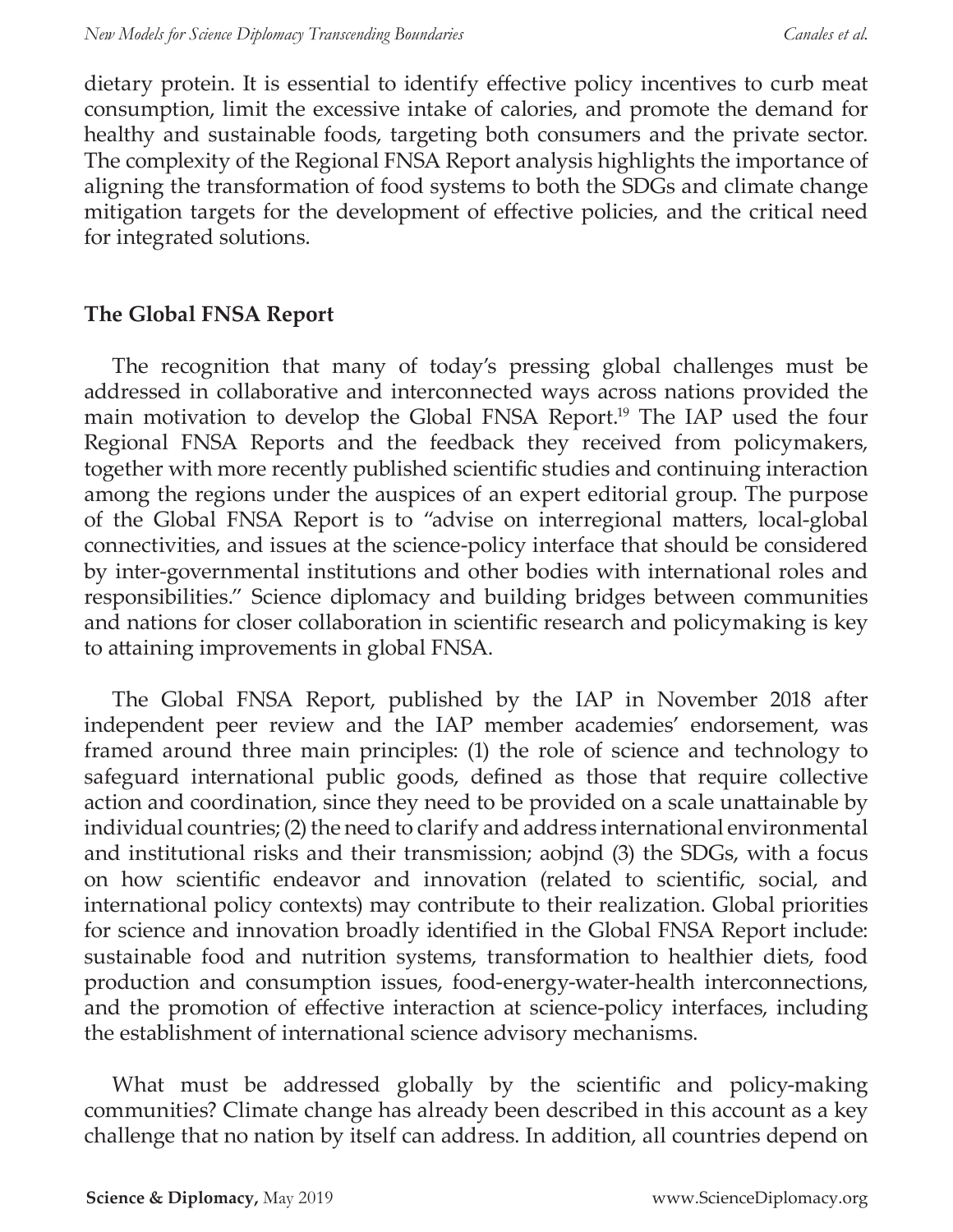dietary protein. It is essential to identify effective policy incentives to curb meat consumption, limit the excessive intake of calories, and promote the demand for healthy and sustainable foods, targeting both consumers and the private sector. The complexity of the Regional FNSA Report analysis highlights the importance of aligning the transformation of food systems to both the SDGs and climate change mitigation targets for the development of effective policies, and the critical need for integrated solutions.

## The Global FNSA Report

The recognition that many of today's pressing global challenges must be addressed in collaborative and interconnected ways across nations provided the main motivation to develop the Global FNSA Report.[19] The IAP used the four Regional FNSA Reports and the feedback they received from policymakers, together with more recently published scientific studies and continuing interaction among the regions under the auspices of an expert editorial group. The purpose of the Global FNSA Report is to "advise on interregional matters, local-global connectivities, and issues at the science-policy interface that should be considered by inter-governmental institutions and other bodies with international roles and responsibilities." Science diplomacy and building bridges between communities and nations for closer collaboration in scientific research and policymaking is key to attaining improvements in global FNSA.

The Global FNSA Report, published by the IAP in November 2018 after independent peer review and the IAP member academies' endorsement, was framed around three main principles: (1) the role of science and technology to safeguard international public goods, defined as those that require collective action and coordination, since they need to be provided on a scale unattainable by individual countries; (2) the need to clarify and address international environmental and institutional risks and their transmission; aobjnd (3) the SDGs, with a focus on how scientific endeavor and innovation (related to scientific, social, and international policy contexts) may contribute to their realization. Global priorities for science and innovation broadly identified in the Global FNSA Report include: sustainable food and nutrition systems, transformation to healthier diets, food production and consumption issues, food-energy-water-health interconnections, and the promotion of effective interaction at science-policy interfaces, including the establishment of international science advisory mechanisms.

What must be addressed globally by the scientific and policy-making communities? Climate change has already been described in this account as a key challenge that no nation by itself can address. In addition, all countries depend on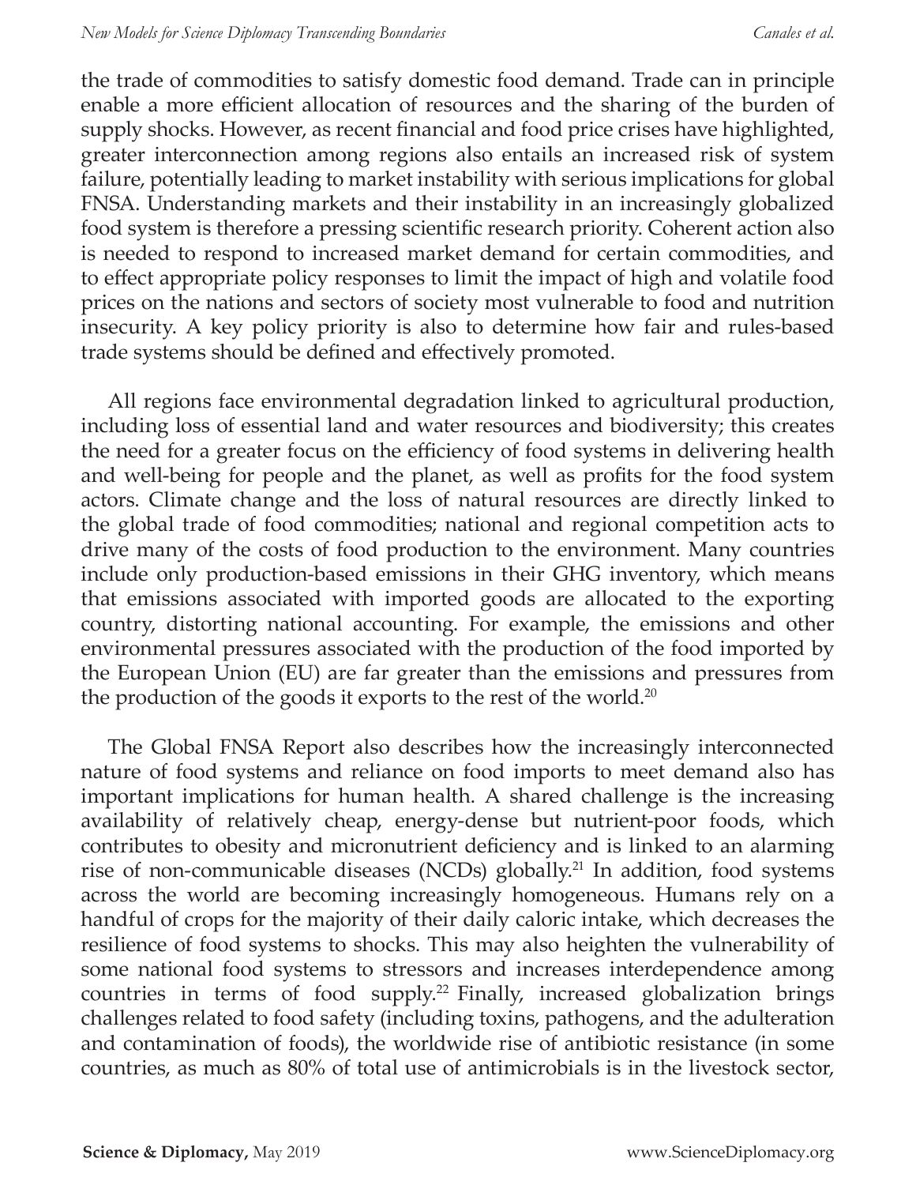the trade of commodities to satisfy domestic food demand. Trade can in principle enable a more efficient allocation of resources and the sharing of the burden of supply shocks. However, as recent financial and food price crises have highlighted, greater interconnection among regions also entails an increased risk of system failure, potentially leading to market instability with serious implications for global FNSA. Understanding markets and their instability in an increasingly globalized food system is therefore a pressing scientific research priority. Coherent action also is needed to respond to increased market demand for certain commodities, and to effect appropriate policy responses to limit the impact of high and volatile food prices on the nations and sectors of society most vulnerable to food and nutrition insecurity. A key policy priority is also to determine how fair and rules-based trade systems should be defined and effectively promoted.

All regions face environmental degradation linked to agricultural production, including loss of essential land and water resources and biodiversity; this creates the need for a greater focus on the efficiency of food systems in delivering health and well-being for people and the planet, as well as profits for the food system actors. Climate change and the loss of natural resources are directly linked to the global trade of food commodities; national and regional competition acts to drive many of the costs of food production to the environment. Many countries include only production-based emissions in their GHG inventory, which means that emissions associated with imported goods are allocated to the exporting country, distorting national accounting. For example, the emissions and other environmental pressures associated with the production of the food imported by the European Union (EU) are far greater than the emissions and pressures from the production of the goods it exports to the rest of the world.[20]

The Global FNSA Report also describes how the increasingly interconnected nature of food systems and reliance on food imports to meet demand also has important implications for human health. A shared challenge is the increasing availability of relatively cheap, energy-dense but nutrient-poor foods, which contributes to obesity and micronutrient deficiency and is linked to an alarming rise of non-communicable diseases (NCDs) globally.[21] In addition, food systems across the world are becoming increasingly homogeneous. Humans rely on a handful of crops for the majority of their daily caloric intake, which decreases the resilience of food systems to shocks. This may also heighten the vulnerability of some national food systems to stressors and increases interdependence among countries in terms of food supply.[22] Finally, increased globalization brings challenges related to food safety (including toxins, pathogens, and the adulteration and contamination of foods), the worldwide rise of antibiotic resistance (in some countries, as much as 80% of total use of antimicrobials is in the livestock sector,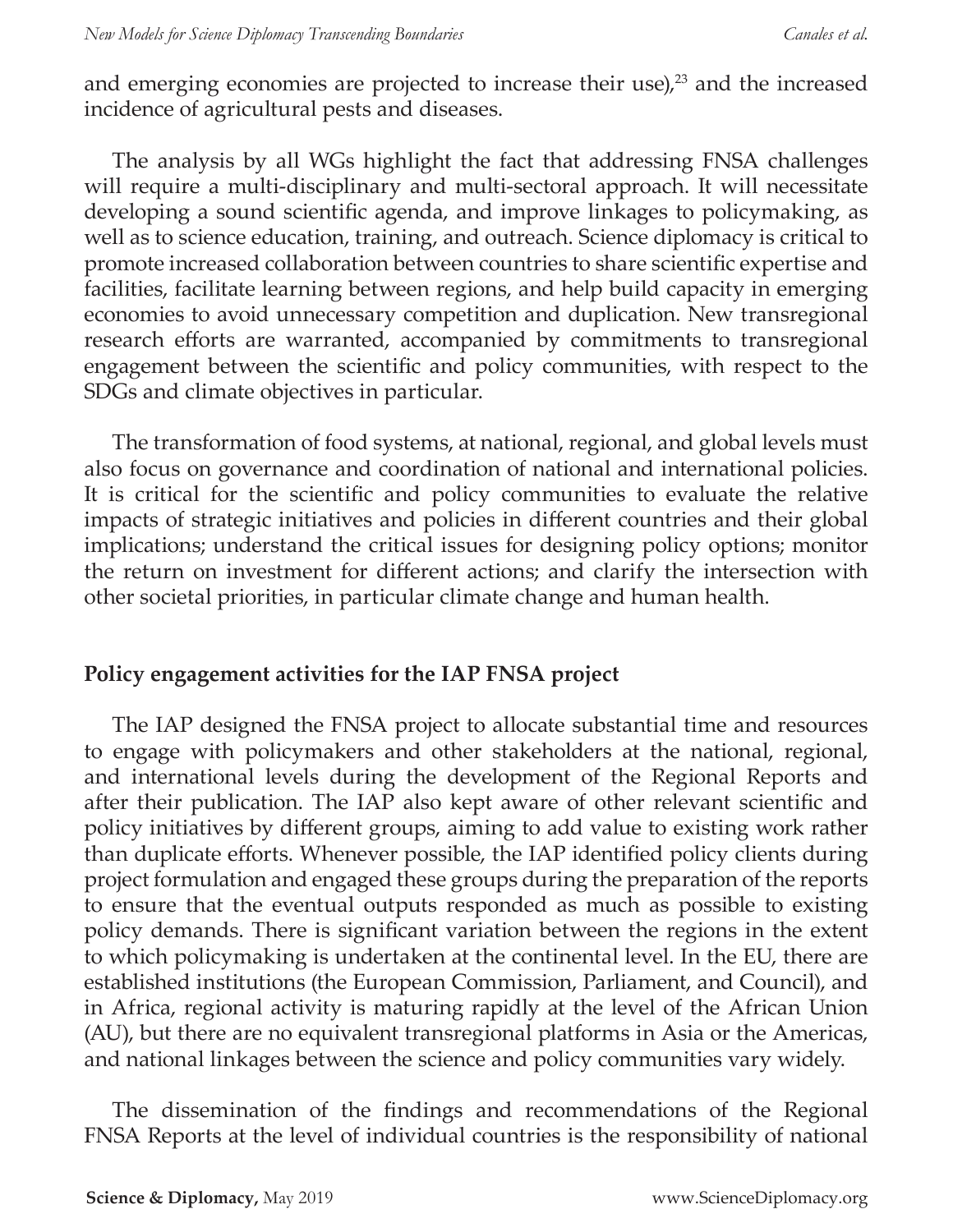and emerging economies are projected to increase their use),[23] and the increased incidence of agricultural pests and diseases.

The analysis by all WGs highlight the fact that addressing FNSA challenges will require a multi-disciplinary and multi-sectoral approach. It will necessitate developing a sound scientific agenda, and improve linkages to policymaking, as well as to science education, training, and outreach. Science diplomacy is critical to promote increased collaboration between countries to share scientific expertise and facilities, facilitate learning between regions, and help build capacity in emerging economies to avoid unnecessary competition and duplication. New transregional research efforts are warranted, accompanied by commitments to transregional engagement between the scientific and policy communities, with respect to the SDGs and climate objectives in particular.

The transformation of food systems, at national, regional, and global levels must also focus on governance and coordination of national and international policies. It is critical for the scientific and policy communities to evaluate the relative impacts of strategic initiatives and policies in different countries and their global implications; understand the critical issues for designing policy options; monitor the return on investment for different actions; and clarify the intersection with other societal priorities, in particular climate change and human health.

## Policy engagement activities for the IAP FNSA project

The IAP designed the FNSA project to allocate substantial time and resources to engage with policymakers and other stakeholders at the national, regional, and international levels during the development of the Regional Reports and after their publication. The IAP also kept aware of other relevant scientific and policy initiatives by different groups, aiming to add value to existing work rather than duplicate efforts. Whenever possible, the IAP identified policy clients during project formulation and engaged these groups during the preparation of the reports to ensure that the eventual outputs responded as much as possible to existing policy demands. There is significant variation between the regions in the extent to which policymaking is undertaken at the continental level. In the EU, there are established institutions (the European Commission, Parliament, and Council), and in Africa, regional activity is maturing rapidly at the level of the African Union (AU), but there are no equivalent transregional platforms in Asia or the Americas, and national linkages between the science and policy communities vary widely.

The dissemination of the findings and recommendations of the Regional FNSA Reports at the level of individual countries is the responsibility of national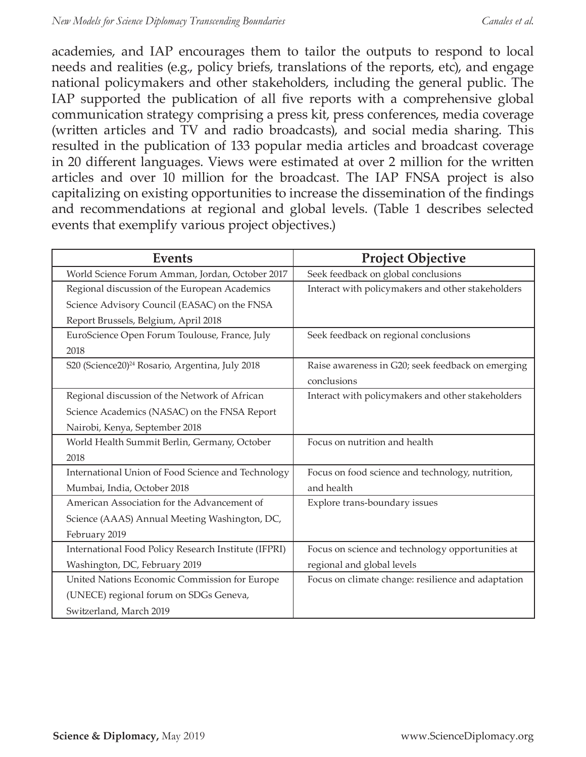academies, and IAP encourages them to tailor the outputs to respond to local needs and realities (e.g., policy briefs, translations of the reports, etc), and engage national policymakers and other stakeholders, including the general public. The IAP supported the publication of all five reports with a comprehensive global communication strategy comprising a press kit, press conferences, media coverage (written articles and TV and radio broadcasts), and social media sharing. This resulted in the publication of 133 popular media articles and broadcast coverage in 20 different languages. Views were estimated at over 2 million for the written articles and over 10 million for the broadcast. The IAP FNSA project is also capitalizing on existing opportunities to increase the dissemination of the findings and recommendations at regional and global levels. (Table 1 describes selected events that exemplify various project objectives.)

| Events | Project Objective |
|---|---|
| World Science Forum Amman, Jordan, October 2017 | Seek feedback on global conclusions |
| Regional discussion of the European Academics Science Advisory Council (EASAC) on the FNSA Report Brussels, Belgium, April 2018 | Interact with policymakers and other stakeholders |
| EuroScience Open Forum Toulouse, France, July 2018 | Seek feedback on regional conclusions |
| S20 (Science20)[24] Rosario, Argentina, July 2018 | Raise awareness in G20; seek feedback on emerging conclusions |
| Regional discussion of the Network of African Science Academics (NASAC) on the FNSA Report Nairobi, Kenya, September 2018 | Interact with policymakers and other stakeholders |
| World Health Summit Berlin, Germany, October 2018 | Focus on nutrition and health |
| International Union of Food Science and Technology Mumbai, India, October 2018 | Focus on food science and technology, nutrition, and health |
| American Association for the Advancement of Science (AAAS) Annual Meeting Washington, DC, February 2019 | Explore trans-boundary issues |
| International Food Policy Research Institute (IFPRI) Washington, DC, February 2019 | Focus on science and technology opportunities at regional and global levels |
| United Nations Economic Commission for Europe (UNECE) regional forum on SDGs Geneva, Switzerland, March 2019 | Focus on climate change: resilience and adaptation |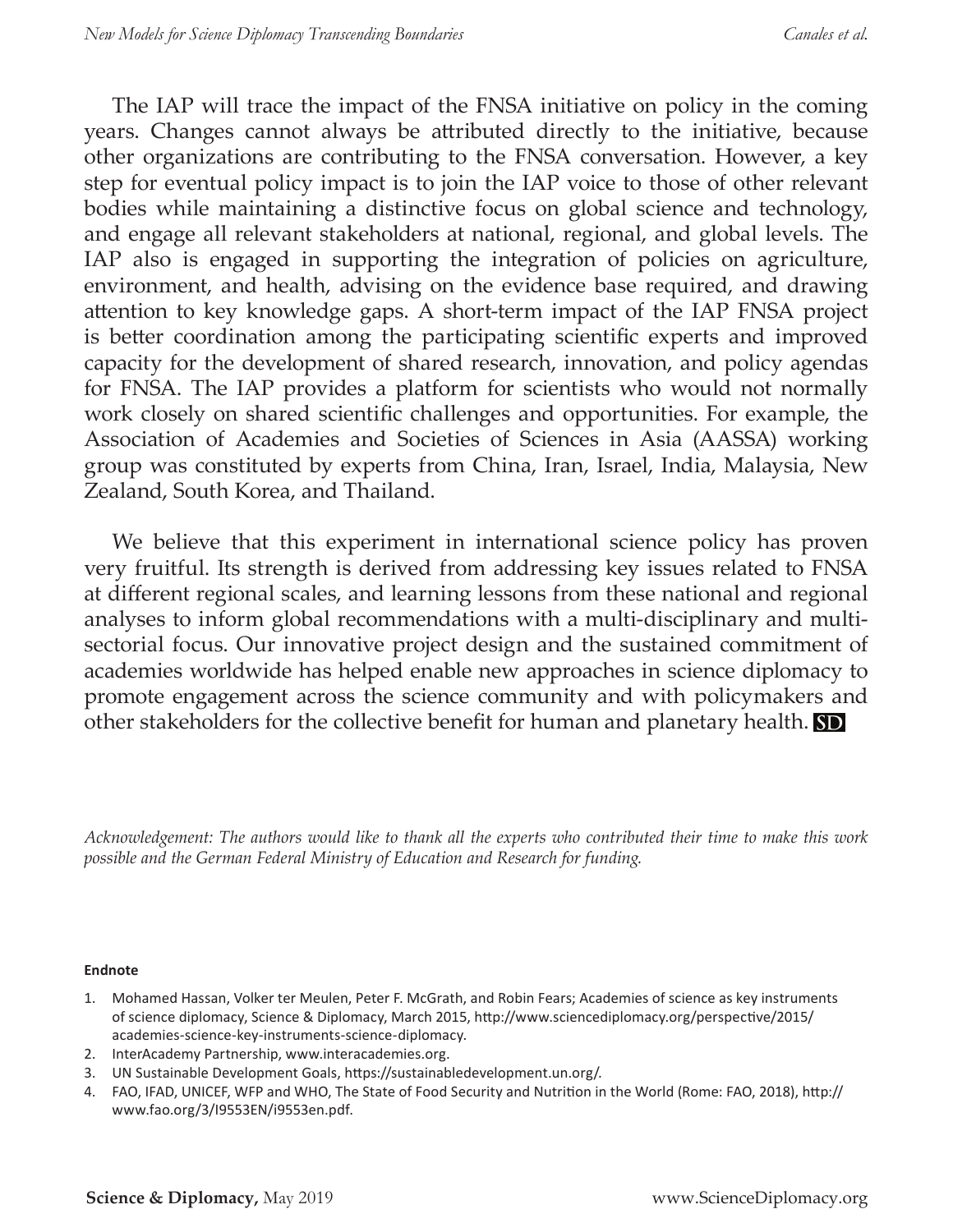The IAP will trace the impact of the FNSA initiative on policy in the coming years. Changes cannot always be attributed directly to the initiative, because other organizations are contributing to the FNSA conversation. However, a key step for eventual policy impact is to join the IAP voice to those of other relevant bodies while maintaining a distinctive focus on global science and technology, and engage all relevant stakeholders at national, regional, and global levels. The IAP also is engaged in supporting the integration of policies on agriculture, environment, and health, advising on the evidence base required, and drawing attention to key knowledge gaps. A short-term impact of the IAP FNSA project is better coordination among the participating scientific experts and improved capacity for the development of shared research, innovation, and policy agendas for FNSA. The IAP provides a platform for scientists who would not normally work closely on shared scientific challenges and opportunities. For example, the Association of Academies and Societies of Sciences in Asia (AASSA) working group was constituted by experts from China, Iran, Israel, India, Malaysia, New Zealand, South Korea, and Thailand.

We believe that this experiment in international science policy has proven very fruitful. Its strength is derived from addressing key issues related to FNSA at different regional scales, and learning lessons from these national and regional analyses to inform global recommendations with a multi-disciplinary and multi-sectorial focus. Our innovative project design and the sustained commitment of academies worldwide has helped enable new approaches in science diplomacy to promote engagement across the science community and with policymakers and other stakeholders for the collective benefit for human and planetary health. **SD**

*Acknowledgement: The authors would like to thank all the experts who contributed their time to make this work possible and the German Federal Ministry of Education and Research for funding.*

**Endnote**

1. Mohamed Hassan, Volker ter Meulen, Peter F. McGrath, and Robin Fears; Academies of science as key instruments of science diplomacy, Science & Diplomacy, March 2015, http://www.sciencediplomacy.org/perspective/2015/academies-science-key-instruments-science-diplomacy.
2. InterAcademy Partnership, www.interacademies.org.
3. UN Sustainable Development Goals, https://sustainabledevelopment.un.org/.
4. FAO, IFAD, UNICEF, WFP and WHO, The State of Food Security and Nutrition in the World (Rome: FAO, 2018), http://www.fao.org/3/I9553EN/i9553en.pdf.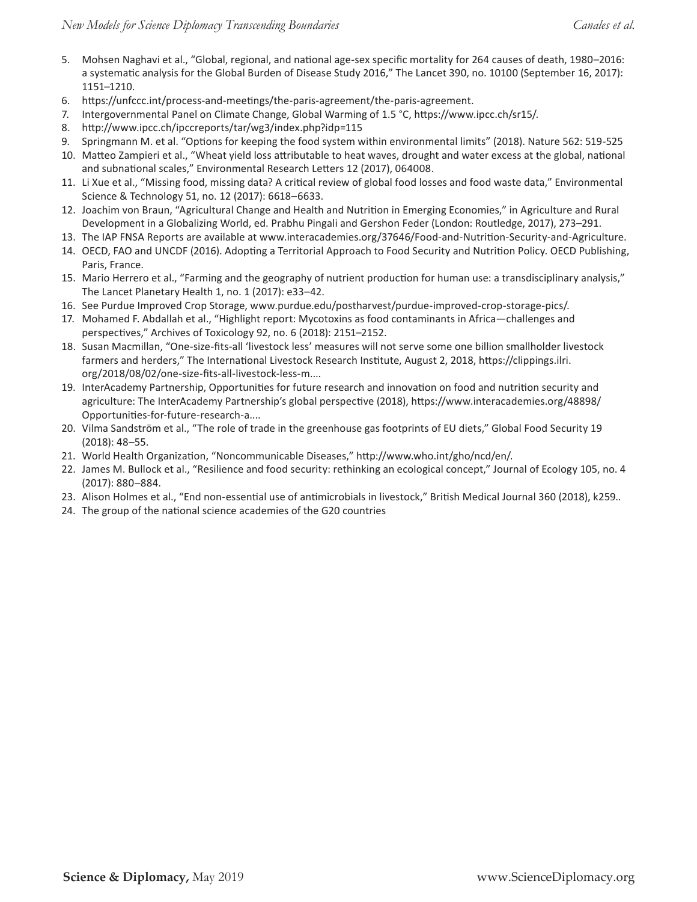5. Mohsen Naghavi et al., "Global, regional, and national age-sex specific mortality for 264 causes of death, 1980–2016: a systematic analysis for the Global Burden of Disease Study 2016," The Lancet 390, no. 10100 (September 16, 2017): 1151–1210.
6. https://unfccc.int/process-and-meetings/the-paris-agreement/the-paris-agreement.
7. Intergovernmental Panel on Climate Change, Global Warming of 1.5 °C, https://www.ipcc.ch/sr15/.
8. http://www.ipcc.ch/ipccreports/tar/wg3/index.php?idp=115
9. Springmann M. et al. "Options for keeping the food system within environmental limits" (2018). Nature 562: 519-525
10. Matteo Zampieri et al., "Wheat yield loss attributable to heat waves, drought and water excess at the global, national and subnational scales," Environmental Research Letters 12 (2017), 064008.
11. Li Xue et al., "Missing food, missing data? A critical review of global food losses and food waste data," Environmental Science & Technology 51, no. 12 (2017): 6618–6633.
12. Joachim von Braun, "Agricultural Change and Health and Nutrition in Emerging Economies," in Agriculture and Rural Development in a Globalizing World, ed. Prabhu Pingali and Gershon Feder (London: Routledge, 2017), 273–291.
13. The IAP FNSA Reports are available at www.interacademies.org/37646/Food-and-Nutrition-Security-and-Agriculture.
14. OECD, FAO and UNCDF (2016). Adopting a Territorial Approach to Food Security and Nutrition Policy. OECD Publishing, Paris, France.
15. Mario Herrero et al., "Farming and the geography of nutrient production for human use: a transdisciplinary analysis," The Lancet Planetary Health 1, no. 1 (2017): e33–42.
16. See Purdue Improved Crop Storage, www.purdue.edu/postharvest/purdue-improved-crop-storage-pics/.
17. Mohamed F. Abdallah et al., "Highlight report: Mycotoxins as food contaminants in Africa—challenges and perspectives," Archives of Toxicology 92, no. 6 (2018): 2151–2152.
18. Susan Macmillan, "One-size-fits-all 'livestock less' measures will not serve some one billion smallholder livestock farmers and herders," The International Livestock Research Institute, August 2, 2018, https://clippings.ilri.org/2018/08/02/one-size-fits-all-livestock-less-m....
19. InterAcademy Partnership, Opportunities for future research and innovation on food and nutrition security and agriculture: The InterAcademy Partnership's global perspective (2018), https://www.interacademies.org/48898/Opportunities-for-future-research-a....
20. Vilma Sandström et al., "The role of trade in the greenhouse gas footprints of EU diets," Global Food Security 19 (2018): 48–55.
21. World Health Organization, "Noncommunicable Diseases," http://www.who.int/gho/ncd/en/.
22. James M. Bullock et al., "Resilience and food security: rethinking an ecological concept," Journal of Ecology 105, no. 4 (2017): 880–884.
23. Alison Holmes et al., "End non-essential use of antimicrobials in livestock," British Medical Journal 360 (2018), k259..
24. The group of the national science academies of the G20 countries